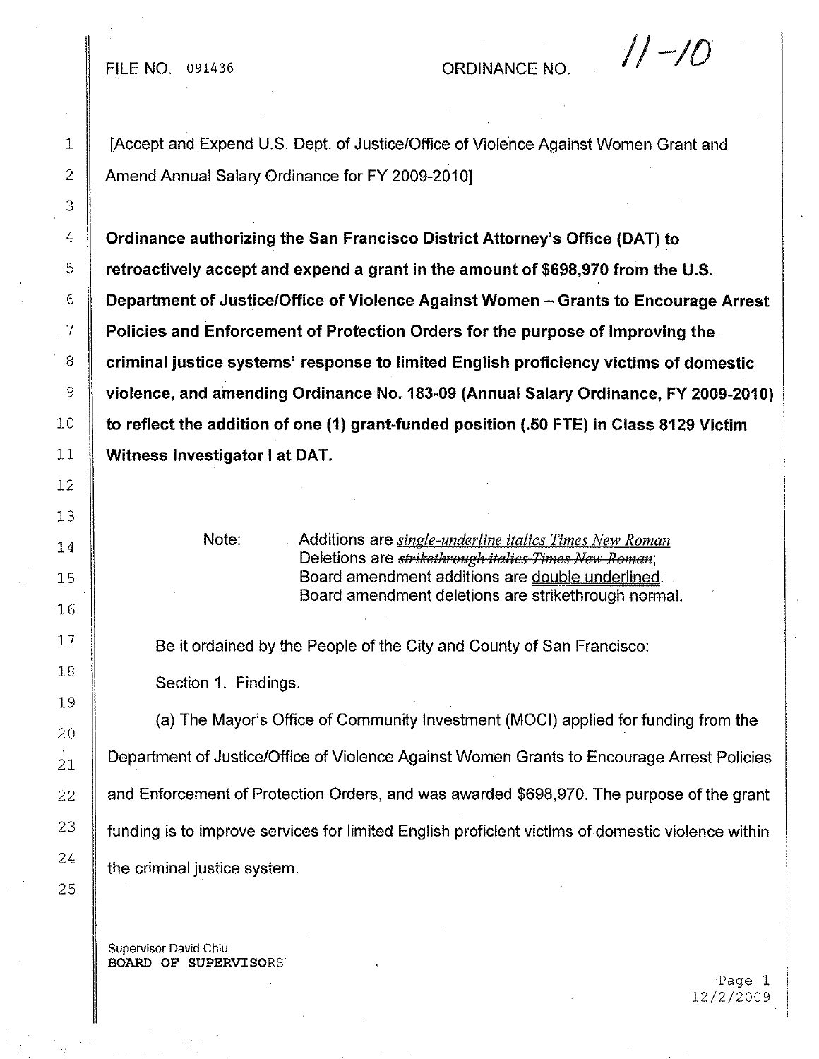FILE NO. 091436 ORDINANCE NO. 11-10

[Accept and Expend U.S. Dept. of Justice/Office of Violence Against Women Grant and Amend Annual Salary Ordinance for FY 2009-2010]

**Ordinance authorizing the San Francisco District Attorney's Office (DAT) to retroactively accept and expend a grant in the amount of $698,970 from the U.S. Department of Justice/Office of Violence Against Women – Grants to Encourage Arrest Policies and Enforcement of Protection Orders for the purpose of improving the criminal justice systems' response to limited English proficiency victims of domestic violence, and amending Ordinance No. 183-09 (Annual Salary Ordinance, FY 2009-2010) to reflect the addition of one (1) grant-funded position (.50 FTE) in Class 8129 Victim Witness Investigator I at DAT.**

Note: Additions are *single-underline italics Times New Roman*
Deletions are ~~*strikethrough italics Times New Roman*~~;
Board amendment additions are double underlined.
Board amendment deletions are ~~strikethrough normal~~.

Be it ordained by the People of the City and County of San Francisco:

Section 1. Findings.

(a) The Mayor's Office of Community Investment (MOCI) applied for funding from the Department of Justice/Office of Violence Against Women Grants to Encourage Arrest Policies and Enforcement of Protection Orders, and was awarded $698,970. The purpose of the grant funding is to improve services for limited English proficient victims of domestic violence within the criminal justice system.

Supervisor David Chiu
BOARD OF SUPERVISORS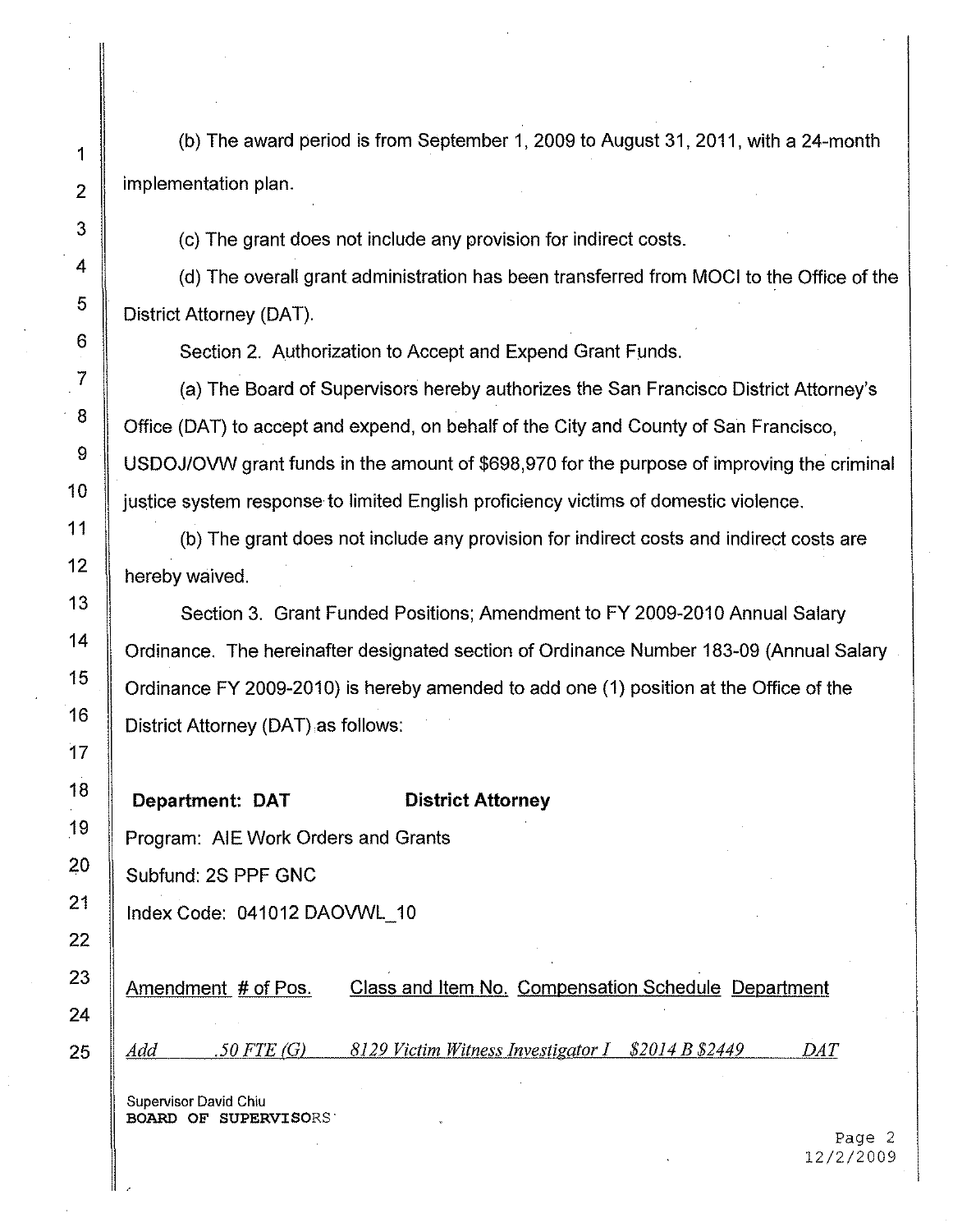(b) The award period is from September 1, 2009 to August 31, 2011, with a 24-month implementation plan.

(c) The grant does not include any provision for indirect costs.

(d) The overall grant administration has been transferred from MOCI to the Office of the District Attorney (DAT).

Section 2. Authorization to Accept and Expend Grant Funds.

(a) The Board of Supervisors hereby authorizes the San Francisco District Attorney's Office (DAT) to accept and expend, on behalf of the City and County of San Francisco, USDOJ/OVW grant funds in the amount of $698,970 for the purpose of improving the criminal justice system response to limited English proficiency victims of domestic violence.

(b) The grant does not include any provision for indirect costs and indirect costs are hereby waived.

Section 3. Grant Funded Positions; Amendment to FY 2009-2010 Annual Salary Ordinance. The hereinafter designated section of Ordinance Number 183-09 (Annual Salary Ordinance FY 2009-2010) is hereby amended to add one (1) position at the Office of the District Attorney (DAT) as follows:

**Department: DAT** **District Attorney**

Program: AIE Work Orders and Grants

Subfund: 2S PPF GNC

Index Code: 041012 DAOVWL_10

| Amendment | # of Pos. | Class and Item No. | Compensation Schedule | Department |
|---|---|---|---|---|
| *Add* | *.50 FTE (G)* | *8129 Victim Witness Investigator I* | *$2014 B $2449* | *DAT* |

Supervisor David Chiu
BOARD OF SUPERVISORS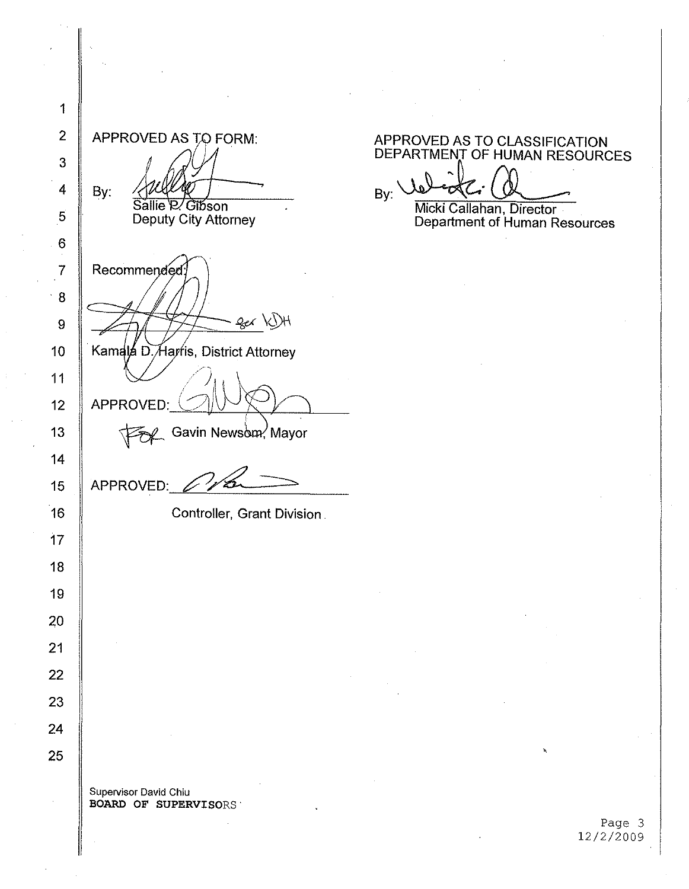APPROVED AS TO FORM:

By: ______________________
Sallie P. Gibson
Deputy City Attorney

APPROVED AS TO CLASSIFICATION
DEPARTMENT OF HUMAN RESOURCES

By: ______________________
Micki Callahan, Director
Department of Human Resources

Recommended:

______________________ for KDH
Kamala D. Harris, District Attorney

APPROVED: ______________________
For Gavin Newsom, Mayor

APPROVED: ______________________
Controller, Grant Division

Supervisor David Chiu
**BOARD OF SUPERVISORS**

12/2/2009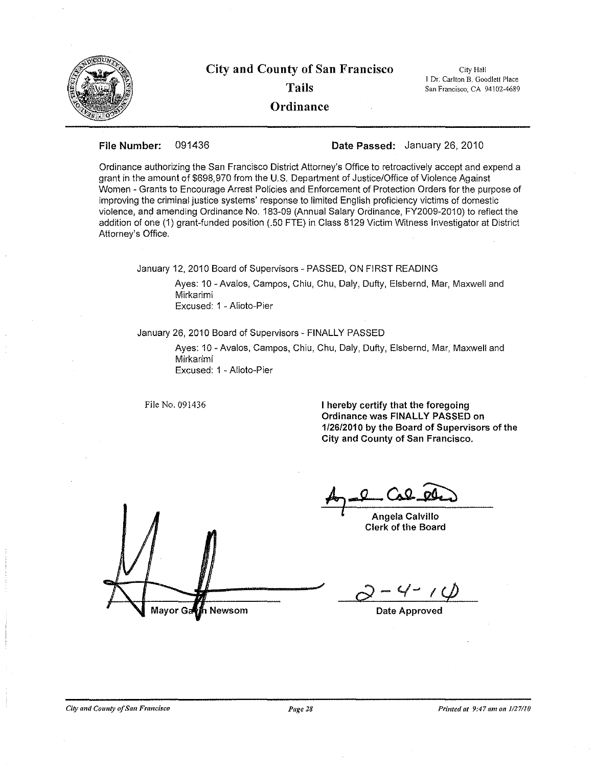# City and County of San Francisco

## Tails

## Ordinance

City Hall
1 Dr. Carlton B. Goodlett Place
San Francisco, CA 94102-4689

**File Number:** 091436 **Date Passed:** January 26, 2010

Ordinance authorizing the San Francisco District Attorney's Office to retroactively accept and expend a grant in the amount of $698,970 from the U.S. Department of Justice/Office of Violence Against Women - Grants to Encourage Arrest Policies and Enforcement of Protection Orders for the purpose of improving the criminal justice systems' response to limited English proficiency victims of domestic violence, and amending Ordinance No. 183-09 (Annual Salary Ordinance, FY2009-2010) to reflect the addition of one (1) grant-funded position (.50 FTE) in Class 8129 Victim Witness Investigator at District Attorney's Office.

January 12, 2010 Board of Supervisors - PASSED, ON FIRST READING

Ayes: 10 - Avalos, Campos, Chiu, Chu, Daly, Dufty, Elsbernd, Mar, Maxwell and Mirkarimi
Excused: 1 - Alioto-Pier

January 26, 2010 Board of Supervisors - FINALLY PASSED

Ayes: 10 - Avalos, Campos, Chiu, Chu, Daly, Dufty, Elsbernd, Mar, Maxwell and Mirkarimi
Excused: 1 - Alioto-Pier

File No. 091436

**I hereby certify that the foregoing Ordinance was FINALLY PASSED on 1/26/2010 by the Board of Supervisors of the City and County of San Francisco.**

**Angela Calvillo**
**Clerk of the Board**

Mayor Gavin Newsom

2-4-10
**Date Approved**